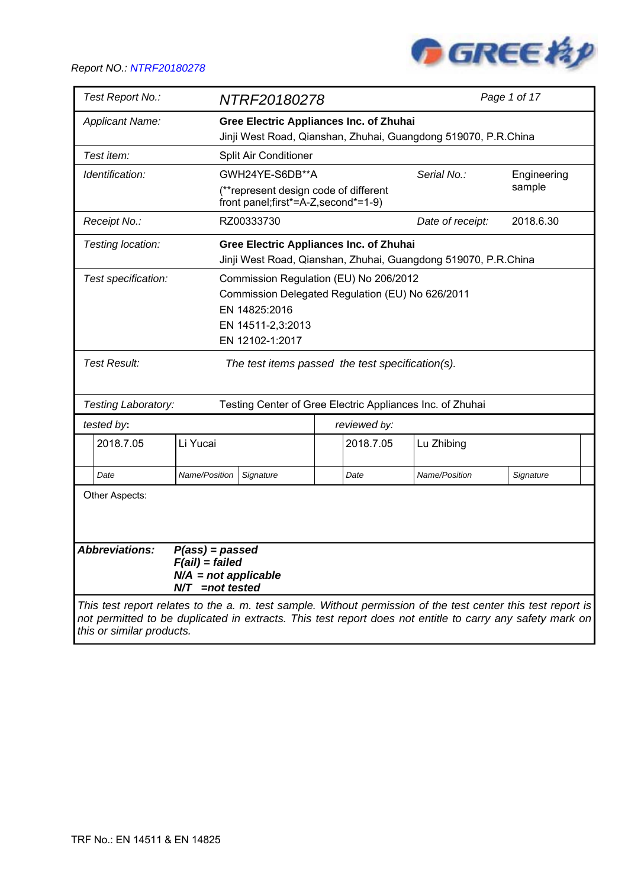Report NO.: NTRF20180278

| | | | |
|---|---|---|---|
| *Test Report No.:* | *NTRF20180278* | | *Page 1 of 17* |
| *Applicant Name:* | **Gree Electric Appliances Inc. of Zhuhai**<br>Jinji West Road, Qianshan, Zhuhai, Guangdong 519070, P.R.China | | |
| *Test item:* | Split Air Conditioner | | |
| *Identification:* | GWH24YE-S6DB**A<br>(**represent design code of different front panel;first*=A-Z,second*=1-9) | *Serial No.:* | Engineering sample |
| *Receipt No.:* | RZ00333730 | *Date of receipt:* | 2018.6.30 |
| *Testing location:* | **Gree Electric Appliances Inc. of Zhuhai**<br>Jinji West Road, Qianshan, Zhuhai, Guangdong 519070, P.R.China | | |
| *Test specification:* | Commission Regulation (EU) No 206/2012<br>Commission Delegated Regulation (EU) No 626/2011<br>EN 14825:2016<br>EN 14511-2,3:2013<br>EN 12102-1:2017 | | |
| *Test Result:* | *The test items passed the test specification(s).* | | |
| *Testing Laboratory:* | Testing Center of Gree Electric Appliances Inc. of Zhuhai | | |

| *tested by:* | | | *reviewed by:* | | |
|---|---|---|---|---|---|
| 2018.7.05 | Li Yucai | | 2018.7.05 | Lu Zhibing | |
| *Date* | *Name/Position* | *Signature* | *Date* | *Name/Position* | *Signature* |

Other Aspects:

***Abbreviations:***
***P(ass) = passed***
***F(ail) = failed***
***N/A = not applicable***
***N/T =not tested***

*This test report relates to the a. m. test sample. Without permission of the test center this test report is not permitted to be duplicated in extracts. This test report does not entitle to carry any safety mark on this or similar products.*

TRF No.: EN 14511 & EN 14825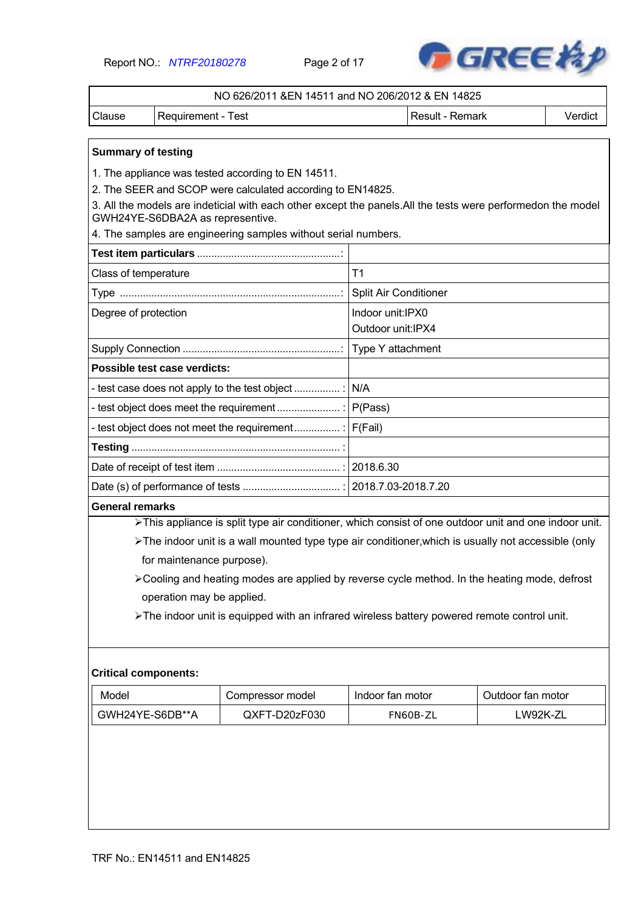| NO 626/2011 &EN 14511 and NO 206/2012 & EN 14825 | | | |
|---|---|---|---|
| Clause | Requirement - Test | Result - Remark | Verdict |

**Summary of testing**

1. The appliance was tested according to EN 14511.
2. The SEER and SCOP were calculated according to EN14825.
3. All the models are indeticial with each other except the panels.All the tests were performedon the model GWH24YE-S6DBA2A as representive.
4. The samples are engineering samples without serial numbers.

| **Test item particulars** ..................................................: | |
|---|---|
| Class of temperature | T1 |
| Type ............................................................................: | Split Air Conditioner |
| Degree of protection | Indoor unit:IPX0<br>Outdoor unit:IPX4 |
| Supply Connection .......................................................: | Type Y attachment |
| **Possible test case verdicts:** | |
| - test case does not apply to the test object ................ : | N/A |
| - test object does meet the requirement ...................... : | P(Pass) |
| - test object does not meet the requirement................ : | F(Fail) |
| **Testing** ........................................................................ : | |
| Date of receipt of test item ........................................... : | 2018.6.30 |
| Date (s) of performance of tests .................................. : | 2018.7.03-2018.7.20 |

**General remarks**

- This appliance is split type air conditioner, which consist of one outdoor unit and one indoor unit.
- The indoor unit is a wall mounted type type air conditioner,which is usually not accessible (only for maintenance purpose).
- Cooling and heating modes are applied by reverse cycle method. In the heating mode, defrost operation may be applied.
- The indoor unit is equipped with an infrared wireless battery powered remote control unit.

**Critical components:**

| Model | Compressor model | Indoor fan motor | Outdoor fan motor |
|---|---|---|---|
| GWH24YE-S6DB**A | QXFT-D20zF030 | FN60B-ZL | LW92K-ZL |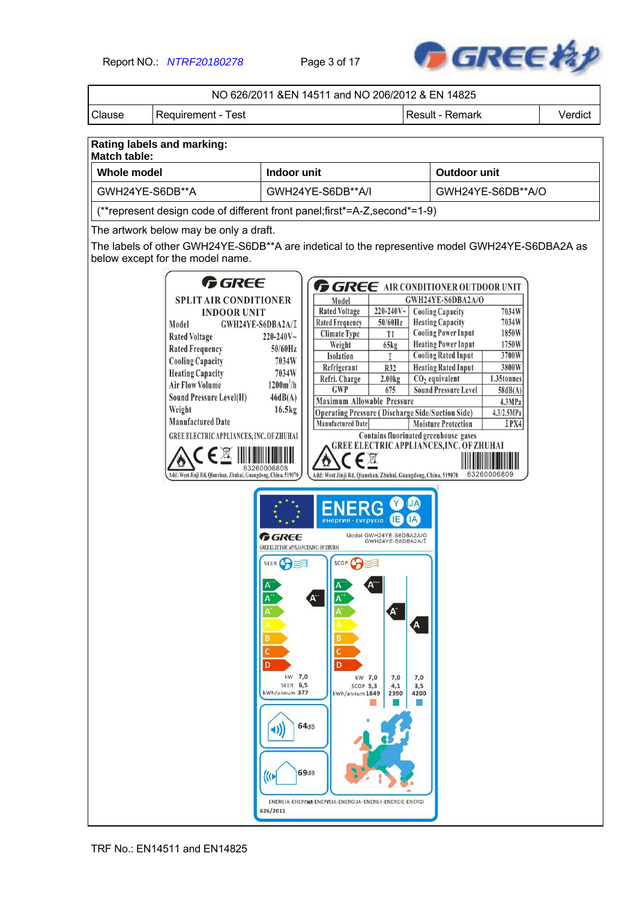| NO 626/2011 &EN 14511 and NO 206/2012 & EN 14825 | | | |
|---|---|---|---|
| Clause | Requirement - Test | Result - Remark | Verdict |

**Rating labels and marking:**
**Match table:**

| Whole model | Indoor unit | Outdoor unit |
|---|---|---|
| GWH24YE-S6DB**A | GWH24YE-S6DB**A/I | GWH24YE-S6DB**A/O |
| (**represent design code of different front panel;first*=A-Z,second*=1-9) | | |

The artwork below may be only a draft.

The labels of other GWH24YE-S6DB**A are indetical to the representive model GWH24YE-S6DBA2A as below except for the model name.

**GREE**
**SPLIT AIR CONDITIONER INDOOR UNIT**

| | |
|---|---|
| Model | GWH24YE-S6DBA2A/I |
| Rated Voltage | 220-240V~ |
| Rated Frequency | 50/60Hz |
| Cooling Capacity | 7034W |
| Heating Capacity | 7034W |
| Air Flow Volume | 1200m³/h |
| Sound Pressure Level(H) | 46dB(A) |
| Weight | 16.5kg |
| Manufactured Date | |

GREE ELECTRIC APPLIANCES, INC. OF ZHUHAI

63260006808

Add: West Jinji Rd, Qianshan, Zhuhai, Guangdong, China, 519070

**GREE AIR CONDITIONER OUTDOOR UNIT**

| Model | GWH24YE-S6DBA2A/O | | |
|---|---|---|---|
| Rated Voltage | 220-240V~ | Cooling Capacity | 7034W |
| Rated Frequency | 50/60Hz | Heating Capacity | 7034W |
| Climate Type | T1 | Cooling Power Input | 1850W |
| Weight | 65kg | Heating Power Input | 1750W |
| Isolation | I | Cooling Rated Input | 3700W |
| Refrigerant | R32 | Heating Rated Input | 3800W |
| Refri. Charge | 2.00kg | $CO_2$ equivalent | 1.35tonnes |
| GWP | 675 | Sound Pressure Level | 58dB(A) |
| Maximum Allowable Pressure | | | 4.3MPa |
| Operating Pressure (Discharge Side/Suction Side) | | | 4.3/2.5MPa |
| Manufactured Date | | Moisture Protection | IPX4 |

Contains fluorinated greenhouse gases

GREE ELECTRIC APPLIANCES,INC. OF ZHUHAI

Add: West Jinji Rd, Qianshan, Zhuhai, Guangdong, China, 519070 63260006809

**ENERG** енергия · ενεργεια Y IJA IE IA

GREE — GREE ELECTRIC APPLIANCES,INC. OF ZHUHAI

Model GWH24YE-S6DBA2A/O GWH24YE-S6DBA2A/I

SEER: A++ — kW 7,0; SEER 6,5; kWh/annum 377

SCOP: A+++ / A+ / A — kW 7,0 / 7,0 / 7,0; SCOP 5,3 / 4,1 / 3,5; kWh/annum 1849 / 2390 / 4200

64dB

69dB

ENERGIA·ЕНЕРГИЯ·ΕΝΕΡΓΕΙΑ·ENERGIJA·ENERGY·ENERGIE·ENERGI

626/2011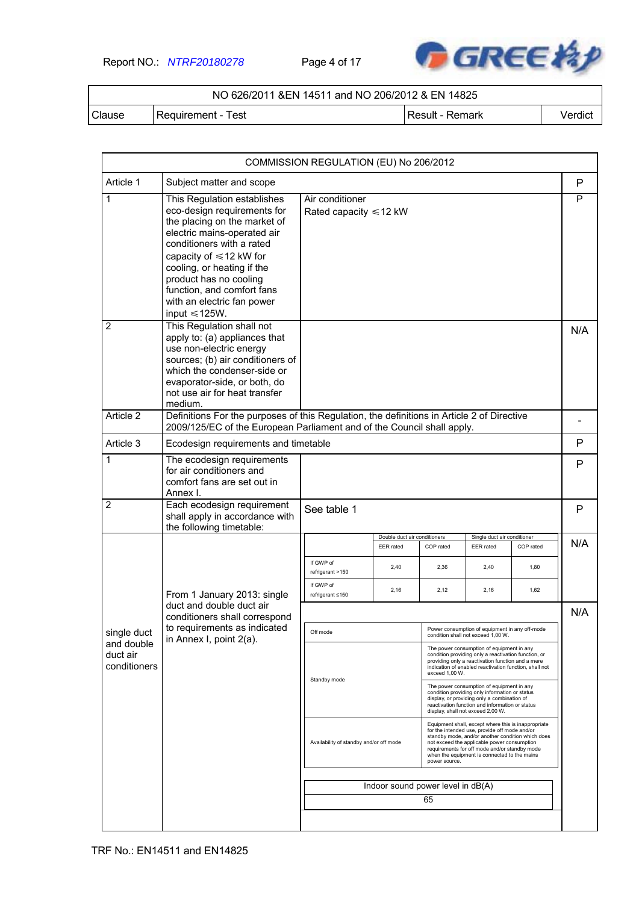| NO 626/2011 &EN 14511 and NO 206/2012 & EN 14825 | | | |
|---|---|---|---|
| Clause | Requirement - Test | Result - Remark | Verdict |

| COMMISSION REGULATION (EU) No 206/2012 | | | |
|---|---|---|---|
| Article 1 | Subject matter and scope | | P |
| 1 | This Regulation establishes eco-design requirements for the placing on the market of electric mains-operated air conditioners with a rated capacity of ≤12 kW for cooling, or heating if the product has no cooling function, and comfort fans with an electric fan power input ≤125W. | Air conditioner<br>Rated capacity ≤12 kW | P |
| 2 | This Regulation shall not apply to: (a) appliances that use non-electric energy sources; (b) air conditioners of which the condenser-side or evaporator-side, or both, do not use air for heat transfer medium. | | N/A |
| Article 2 | Definitions For the purposes of this Regulation, the definitions in Article 2 of Directive 2009/125/EC of the European Parliament and of the Council shall apply. | | - |
| Article 3 | Ecodesign requirements and timetable | | P |
| 1 | The ecodesign requirements for air conditioners and comfort fans are set out in Annex I. | | P |
| 2 | Each ecodesign requirement shall apply in accordance with the following timetable: | See table 1 | P |
| single duct and double duct air conditioners | From 1 January 2013: single duct and double duct air conditioners shall correspond to requirements as indicated in Annex I, point 2(a). | (see tables below) | N/A<br>N/A |

| | Double duct air conditioners | | Single duct air conditioner | |
|---|---|---|---|---|
| | EER rated | COP rated | EER rated | COP rated |
| If GWP of refrigerant >150 | 2,40 | 2,36 | 2,40 | 1,80 |
| If GWP of refrigerant ≤150 | 2,16 | 2,12 | 2,16 | 1,62 |

| | |
|---|---|
| Off mode | Power consumption of equipment in any off-mode condition shall not exceed 1,00 W. |
| Standby mode | The power consumption of equipment in any condition providing only a reactivation function, or providing only a reactivation function and a mere indication of enabled reactivation function, shall not exceed 1,00 W. |
| | The power consumption of equipment in any condition providing only information or status display, or providing only a combination of reactivation function and information or status display, shall not exceed 2,00 W. |
| Availability of standby and/or off mode | Equipment shall, except where this is inappropriate for the intended use, provide off mode and/or standby mode, and/or another condition which does not exceed the applicable power consumption requirements for off mode and/or standby mode when the equipment is connected to the mains power source. |

| Indoor sound power level in dB(A) |
|---|
| 65 |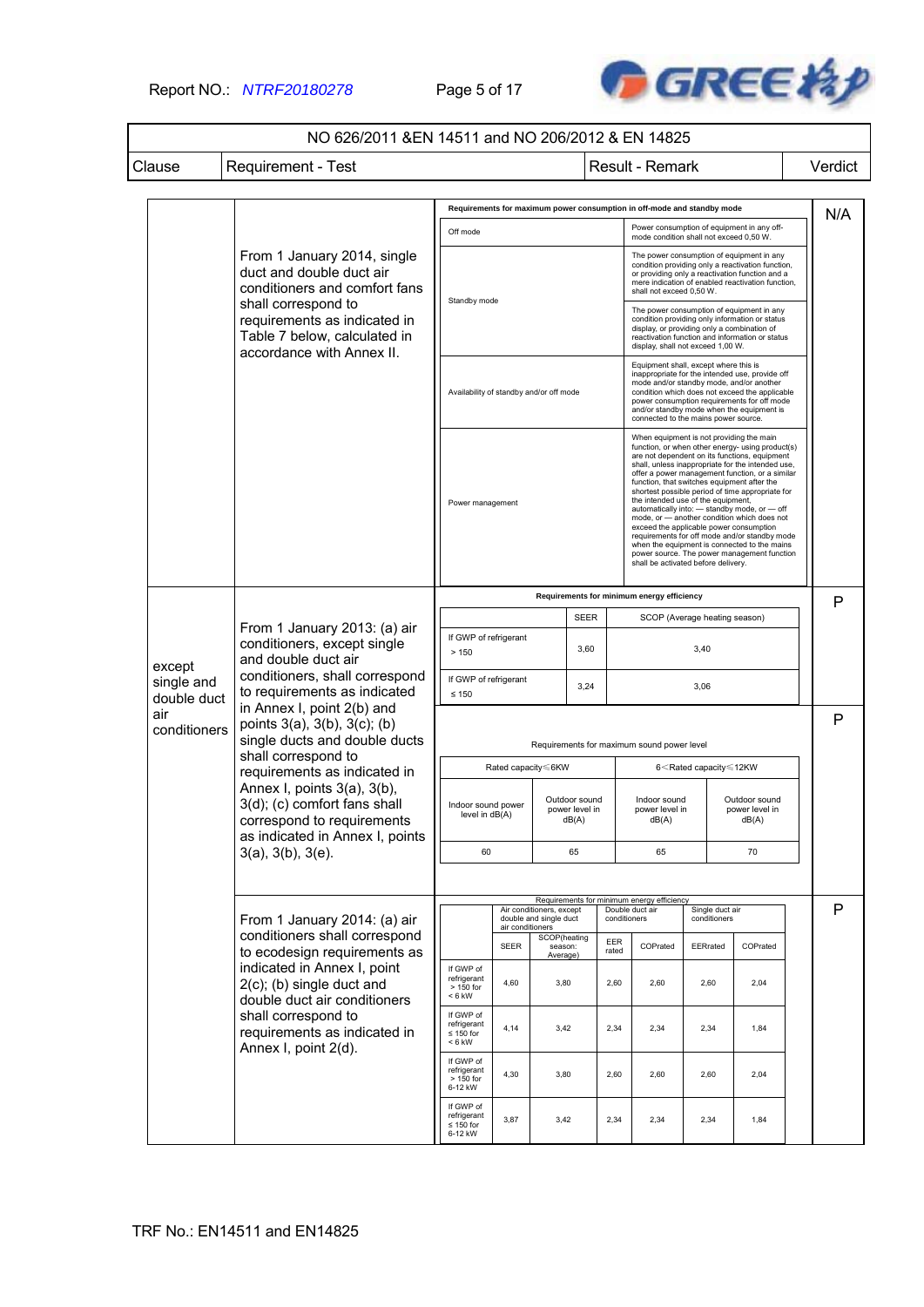| NO 626/2011 &EN 14511 and NO 206/2012 & EN 14825 | | | |
|---|---|---|---|
| Clause | Requirement - Test | Result - Remark | Verdict |

| Clause | Requirement - Test | Result - Remark | Verdict |
|---|---|---|---|
| | From 1 January 2014, single duct and double duct air conditioners and comfort fans shall correspond to requirements as indicated in Table 7 below, calculated in accordance with Annex II. | **Requirements for maximum power consumption in off-mode and standby mode**<br>Off mode: Power consumption of equipment in any off-mode condition shall not exceed 0,50 W.<br>Standby mode: The power consumption of equipment in any condition providing only a reactivation function, or providing only a reactivation function and a mere indication of enabled reactivation function, shall not exceed 0,50 W. The power consumption of equipment in any condition providing only information or status display, or providing only a combination of reactivation function and information or status display, shall not exceed 1,00 W.<br>Availability of standby and/or off mode: Equipment shall, except where this is inappropriate for the intended use, provide off mode and/or standby mode, and/or another condition which does not exceed the applicable power consumption requirements for off mode and/or standby mode when the equipment is connected to the mains power source.<br>Power management: When equipment is not providing the main function, or when other energy- using product(s) are not dependent on its functions, equipment shall, unless inappropriate for the intended use, offer a power management function, or a similar function, that switches equipment after the shortest possible period of time appropriate for the intended use of the equipment, automatically into: — standby mode, or — off mode, or — another condition which does not exceed the applicable power consumption requirements for off mode and/or standby mode when the equipment is connected to the mains power source. The power management function shall be activated before delivery. | N/A |
| except single and double duct air conditioners | From 1 January 2013: (a) air conditioners, except single and double duct air conditioners, shall correspond to requirements as indicated in Annex I, point 2(b) and points 3(a), 3(b), 3(c); (b) single ducts and double ducts shall correspond to requirements as indicated in Annex I, points 3(a), 3(b), 3(d); (c) comfort fans shall correspond to requirements as indicated in Annex I, points 3(a), 3(b), 3(e). | **Requirements for minimum energy efficiency**<br>If GWP of refrigerant > 150: SEER 3,60; SCOP (Average heating season) 3,40<br>If GWP of refrigerant ≤ 150: SEER 3,24; SCOP (Average heating season) 3,06 | P |
| | | **Requirements for maximum sound power level**<br>Rated capacity≤6KW: Indoor sound power level in dB(A) 60; Outdoor sound power level in dB(A) 65<br>6<Rated capacity≤12KW: Indoor sound power level in dB(A) 65; Outdoor sound power level in dB(A) 70 | P |
| | From 1 January 2014: (a) air conditioners shall correspond to ecodesign requirements as indicated in Annex I, point 2(c); (b) single duct and double duct air conditioners shall correspond to requirements as indicated in Annex I, point 2(d). | **Requirements for minimum energy efficiency** (see table below) | P |

Requirements for minimum energy efficiency

| | Air conditioners, except double and single duct air conditioners | | Double duct air conditioners | | Single duct air conditioners | |
|---|---|---|---|---|---|---|
| | SEER | SCOP(heating season: Average) | EER rated | COPrated | EERrated | COPrated |
| If GWP of refrigerant > 150 for < 6 kW | 4,60 | 3,80 | 2,60 | 2,60 | 2,60 | 2,04 |
| If GWP of refrigerant ≤ 150 for < 6 kW | 4,14 | 3,42 | 2,34 | 2,34 | 2,34 | 1,84 |
| If GWP of refrigerant > 150 for 6-12 kW | 4,30 | 3,80 | 2,60 | 2,60 | 2,60 | 2,04 |
| If GWP of refrigerant ≤ 150 for 6-12 kW | 3,87 | 3,42 | 2,34 | 2,34 | 2,34 | 1,84 |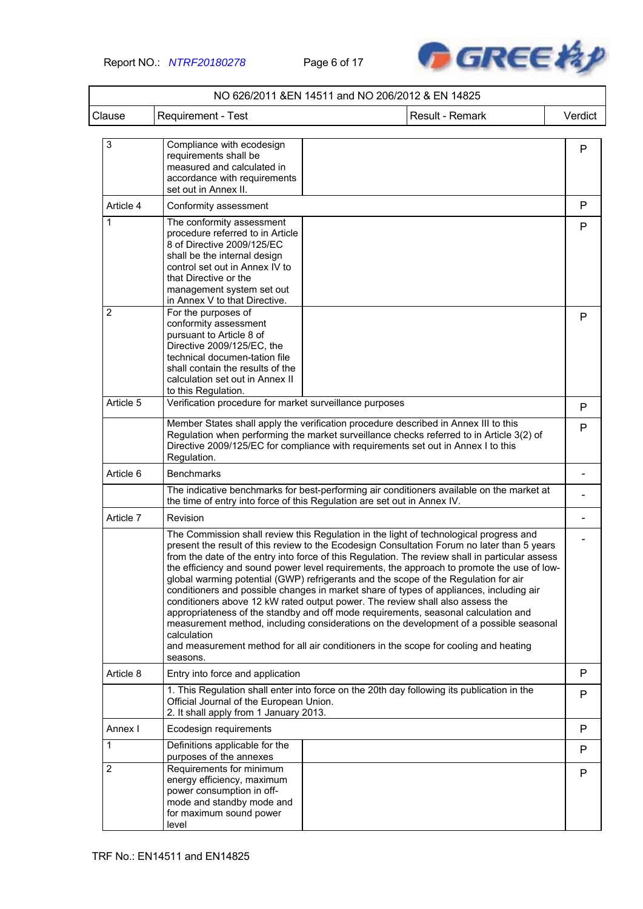| NO 626/2011 &EN 14511 and NO 206/2012 & EN 14825 | | | |
|---|---|---|---|
| Clause | Requirement - Test | Result - Remark | Verdict |
| 3 | Compliance with ecodesign requirements shall be measured and calculated in accordance with requirements set out in Annex II. | | P |
| Article 4 | Conformity assessment | | P |
| 1 | The conformity assessment procedure referred to in Article 8 of Directive 2009/125/EC shall be the internal design control set out in Annex IV to that Directive or the management system set out in Annex V to that Directive. | | P |
| 2 | For the purposes of conformity assessment pursuant to Article 8 of Directive 2009/125/EC, the technical documen-tation file shall contain the results of the calculation set out in Annex II to this Regulation. | | P |
| Article 5 | Verification procedure for market surveillance purposes | | P |
| | Member States shall apply the verification procedure described in Annex III to this Regulation when performing the market surveillance checks referred to in Article 3(2) of Directive 2009/125/EC for compliance with requirements set out in Annex I to this Regulation. | | P |
| Article 6 | Benchmarks | | - |
| | The indicative benchmarks for best-performing air conditioners available on the market at the time of entry into force of this Regulation are set out in Annex IV. | | - |
| Article 7 | Revision | | - |
| | The Commission shall review this Regulation in the light of technological progress and present the result of this review to the Ecodesign Consultation Forum no later than 5 years from the date of the entry into force of this Regulation. The review shall in particular assess the efficiency and sound power level requirements, the approach to promote the use of low-global warming potential (GWP) refrigerants and the scope of the Regulation for air conditioners and possible changes in market share of types of appliances, including air conditioners above 12 kW rated output power. The review shall also assess the appropriateness of the standby and off mode requirements, seasonal calculation and measurement method, including considerations on the development of a possible seasonal calculation and measurement method for all air conditioners in the scope for cooling and heating seasons. | | - |
| Article 8 | Entry into force and application | | P |
| | 1. This Regulation shall enter into force on the 20th day following its publication in the Official Journal of the European Union.<br>2. It shall apply from 1 January 2013. | | P |
| Annex I | Ecodesign requirements | | P |
| 1 | Definitions applicable for the purposes of the annexes | | P |
| 2 | Requirements for minimum energy efficiency, maximum power consumption in off-mode and standby mode and for maximum sound power level | | P |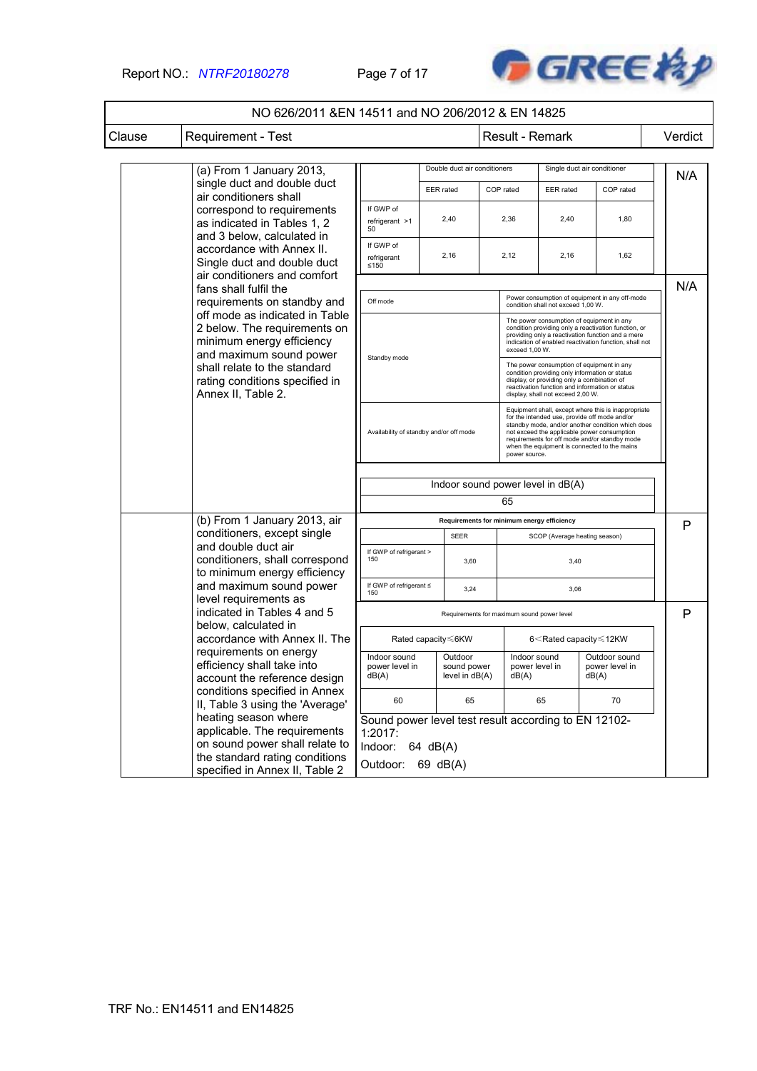| NO 626/2011 &EN 14511 and NO 206/2012 & EN 14825 | | | |
|---|---|---|---|
| Clause | Requirement - Test | Result - Remark | Verdict |
| | (a) From 1 January 2013, single duct and double duct air conditioners shall correspond to requirements as indicated in Tables 1, 2 and 3 below, calculated in accordance with Annex II. Single duct and double duct air conditioners and comfort fans shall fulfil the requirements on standby and off mode as indicated in Table 2 below. The requirements on minimum energy efficiency and maximum sound power shall relate to the standard rating conditions specified in Annex II, Table 2. | (see Tables 1, 2 and 3 below) | N/A (Table 1); N/A (Tables 2 and 3) |
| | (b) From 1 January 2013, air conditioners, except single and double duct air conditioners, shall correspond to minimum energy efficiency and maximum sound power level requirements as indicated in Tables 4 and 5 below, calculated in accordance with Annex II. The requirements on energy efficiency shall take into account the reference design conditions specified in Annex II, Table 3 using the 'Average' heating season where applicable. The requirements on sound power shall relate to the standard rating conditions specified in Annex II, Table 2 | (see Tables 4 and 5 below) | P (Table 4); P (Table 5) |

**Table 1 (clause (a)) — Verdict: N/A**

| | Double duct air conditioners | | Single duct air conditioner | |
|---|---|---|---|---|
| | EER rated | COP rated | EER rated | COP rated |
| If GWP of refrigerant >150 | 2,40 | 2,36 | 2,40 | 1,80 |
| If GWP of refrigerant ≤150 | 2,16 | 2,12 | 2,16 | 1,62 |

**Table 2 (clause (a)) — Verdict: N/A**

| | |
|---|---|
| Off mode | Power consumption of equipment in any off-mode condition shall not exceed 1,00 W. |
| Standby mode | The power consumption of equipment in any condition providing only a reactivation function, or providing only a reactivation function and a mere indication of enabled reactivation function, shall not exceed 1,00 W. |
| | The power consumption of equipment in any condition providing only information or status display, or providing only a combination of reactivation function and information or status display, shall not exceed 2,00 W. |
| Availability of standby and/or off mode | Equipment shall, except where this is inappropriate for the intended use, provide off mode and/or standby mode, and/or another condition which does not exceed the applicable power consumption requirements for off mode and/or standby mode when the equipment is connected to the mains power source. |

**Table 3 (clause (a)) — Verdict: N/A**

| Indoor sound power level in dB(A) |
|---|
| 65 |

**Table 4 (clause (b)) — Requirements for minimum energy efficiency — Verdict: P**

| | SEER | SCOP (Average heating season) |
|---|---|---|
| If GWP of refrigerant > 150 | 3,60 | 3,40 |
| If GWP of refrigerant ≤ 150 | 3,24 | 3,06 |

**Table 5 (clause (b)) — Requirements for maximum sound power level — Verdict: P**

| Rated capacity≤6KW | | 6<Rated capacity≤12KW | |
|---|---|---|---|
| Indoor sound power level in dB(A) | Outdoor sound power level in dB(A) | Indoor sound power level in dB(A) | Outdoor sound power level in dB(A) |
| 60 | 65 | 65 | 70 |

Sound power level test result according to EN 12102-1:2017:

Indoor: 64 dB(A)

Outdoor: 69 dB(A)

TRF No.: EN14511 and EN14825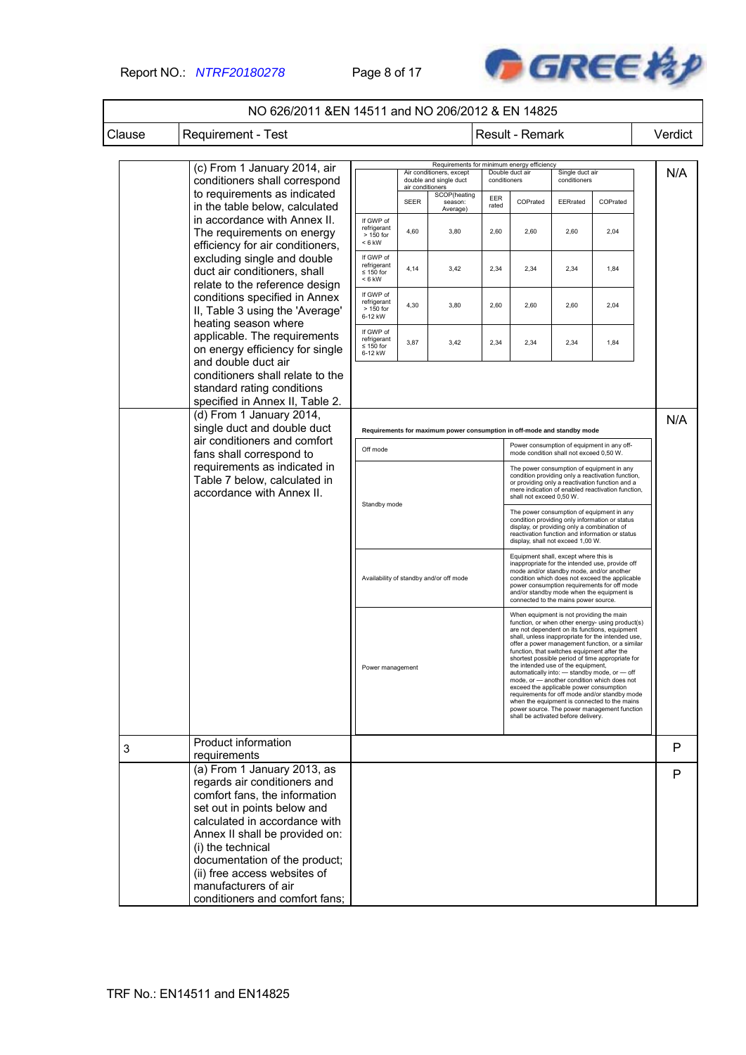| NO 626/2011 &EN 14511 and NO 206/2012 & EN 14825 | | | |
|---|---|---|---|
| Clause | Requirement - Test | Result - Remark | Verdict |
| | (c) From 1 January 2014, air conditioners shall correspond to requirements as indicated in the table below, calculated in accordance with Annex II. The requirements on energy efficiency for air conditioners, excluding single and double duct air conditioners, shall relate to the reference design conditions specified in Annex II, Table 3 using the 'Average' heating season where applicable. The requirements on energy efficiency for single and double duct air conditioners shall relate to the standard rating conditions specified in Annex II, Table 2. | (see table below) | N/A |
| | (d) From 1 January 2014, single duct and double duct air conditioners and comfort fans shall correspond to requirements as indicated in Table 7 below, calculated in accordance with Annex II. | (see table below) | N/A |
| 3 | Product information requirements | | P |
| | (a) From 1 January 2013, as regards air conditioners and comfort fans, the information set out in points below and calculated in accordance with Annex II shall be provided on: (i) the technical documentation of the product; (ii) free access websites of manufacturers of air conditioners and comfort fans; | | P |

Requirements for minimum energy efficiency

| | Air conditioners, except double and single duct air conditioners | | Double duct air conditioners | | Single duct air conditioners | |
|---|---|---|---|---|---|---|
| | SEER | SCOP(heating season: Average) | EER rated | COPrated | EERrated | COPrated |
| If GWP of refrigerant > 150 for < 6 kW | 4,60 | 3,80 | 2,60 | 2,60 | 2,60 | 2,04 |
| If GWP of refrigerant ≤ 150 for < 6 kW | 4,14 | 3,42 | 2,34 | 2,34 | 2,34 | 1,84 |
| If GWP of refrigerant > 150 for 6-12 kW | 4,30 | 3,80 | 2,60 | 2,60 | 2,60 | 2,04 |
| If GWP of refrigerant ≤ 150 for 6-12 kW | 3,87 | 3,42 | 2,34 | 2,34 | 2,34 | 1,84 |

Requirements for maximum power consumption in off-mode and standby mode

| | |
|---|---|
| Off mode | Power consumption of equipment in any off-mode condition shall not exceed 0,50 W. |
| Standby mode | The power consumption of equipment in any condition providing only a reactivation function, or providing only a reactivation function and a mere indication of enabled reactivation function, shall not exceed 0,50 W. |
| | The power consumption of equipment in any condition providing only information or status display, or providing only a combination of reactivation function and information or status display, shall not exceed 1,00 W. |
| Availability of standby and/or off mode | Equipment shall, except where this is inappropriate for the intended use, provide off mode and/or standby mode, and/or another condition which does not exceed the applicable power consumption requirements for off mode and/or standby mode when the equipment is connected to the mains power source. |
| Power management | When equipment is not providing the main function, or when other energy- using product(s) are not dependent on its functions, equipment shall, unless inappropriate for the intended use, offer a power management function, or a similar function, that switches equipment after the shortest possible period of time appropriate for the intended use of the equipment, automatically into: — standby mode, or — off mode, or — another condition which does not exceed the applicable power consumption requirements for off mode and/or standby mode when the equipment is connected to the mains power source. The power management function shall be activated before delivery. |

TRF No.: EN14511 and EN14825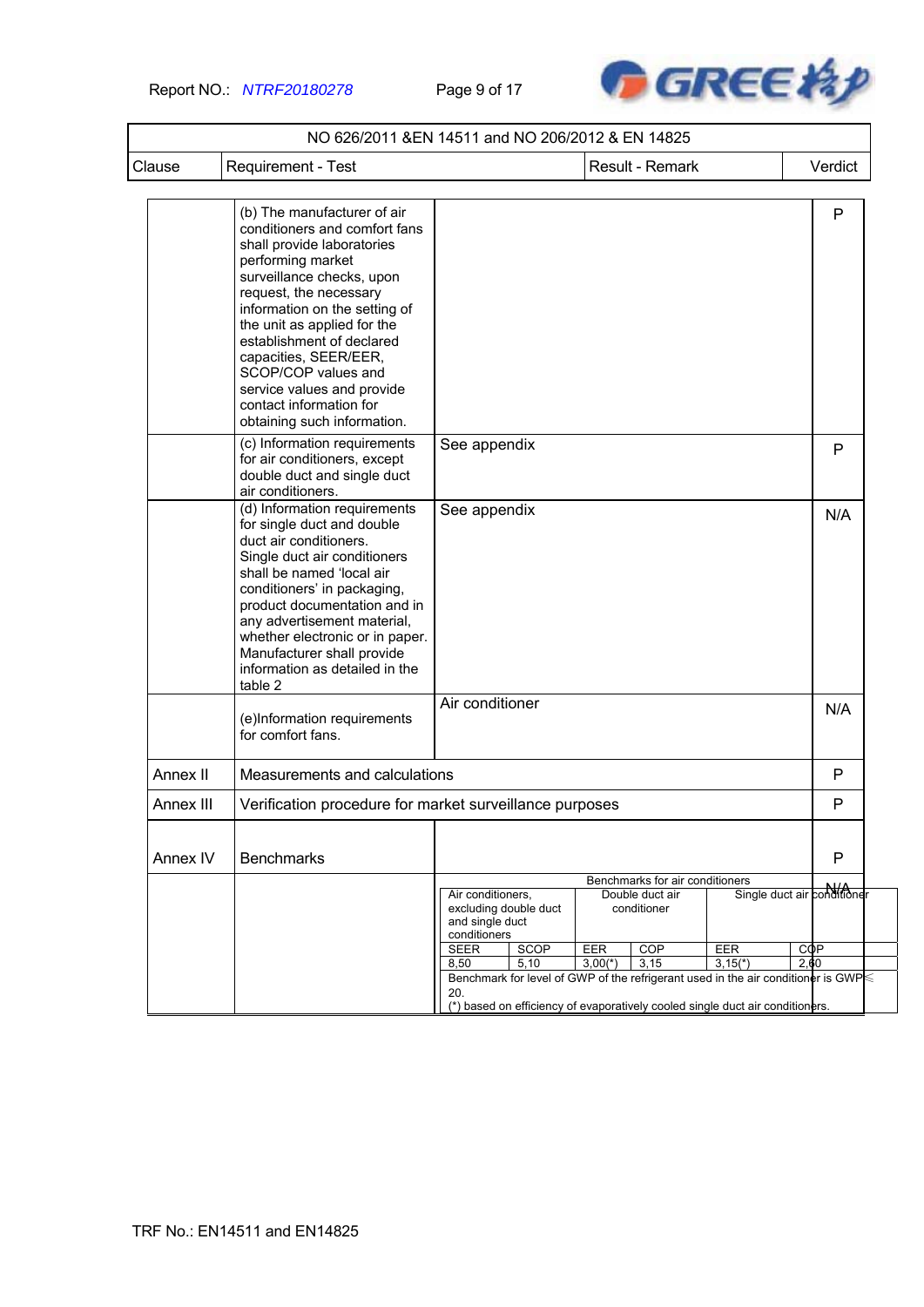NO 626/2011 &EN 14511 and NO 206/2012 & EN 14825

| Clause | Requirement - Test | Result - Remark | Verdict |
|---|---|---|---|
| | (b) The manufacturer of air conditioners and comfort fans shall provide laboratories performing market surveillance checks, upon request, the necessary information on the setting of the unit as applied for the establishment of declared capacities, SEER/EER, SCOP/COP values and service values and provide contact information for obtaining such information. | | P |
| | (c) Information requirements for air conditioners, except double duct and single duct air conditioners. | See appendix | P |
| | (d) Information requirements for single duct and double duct air conditioners. Single duct air conditioners shall be named 'local air conditioners' in packaging, product documentation and in any advertisement material, whether electronic or in paper. Manufacturer shall provide information as detailed in the table 2 | See appendix | N/A |
| | (e)Information requirements for comfort fans. | Air conditioner | N/A |
| Annex II | Measurements and calculations | | P |
| Annex III | Verification procedure for market surveillance purposes | | P |
| Annex IV | Benchmarks | | P |
| | | Benchmarks for air conditioners (see table below) | N/A |

Benchmarks for air conditioners

| Air conditioners, excluding double duct and single duct conditioners | | Double duct air conditioner | | Single duct air conditioner | |
|---|---|---|---|---|---|
| SEER | SCOP | EER | COP | EER | COP |
| 8,50 | 5,10 | 3,00(*) | 3,15 | 3,15(*) | 2,60 |

Benchmark for level of GWP of the refrigerant used in the air conditioner is GWP≤ 20.

(*) based on efficiency of evaporatively cooled single duct air conditioners.

TRF No.: EN14511 and EN14825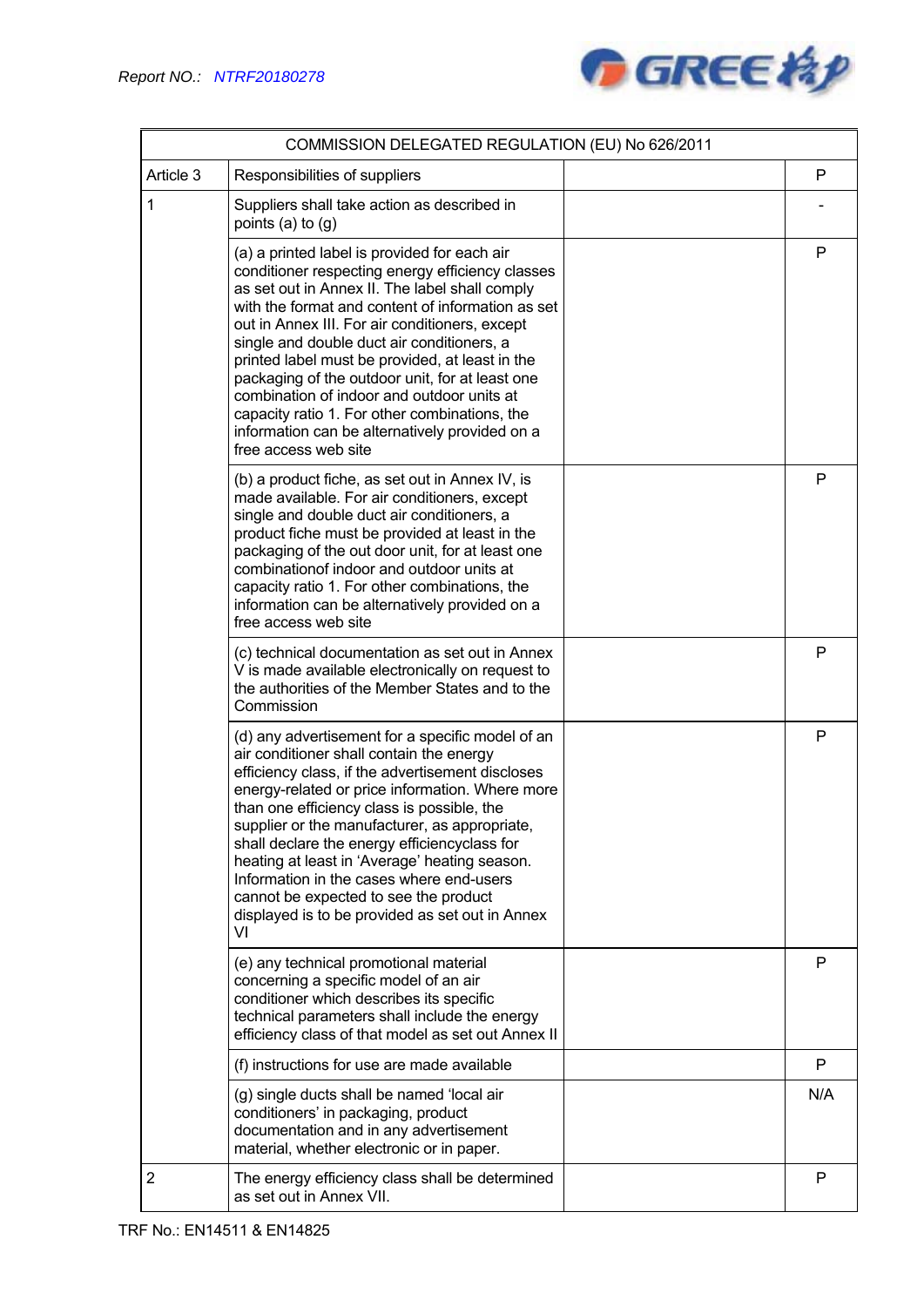| COMMISSION DELEGATED REGULATION (EU) No 626/2011 | | | |
|---|---|---|---|
| Article 3 | Responsibilities of suppliers | | P |
| 1 | Suppliers shall take action as described in points (a) to (g) | | - |
| | (a) a printed label is provided for each air conditioner respecting energy efficiency classes as set out in Annex II. The label shall comply with the format and content of information as set out in Annex III. For air conditioners, except single and double duct air conditioners, a printed label must be provided, at least in the packaging of the outdoor unit, for at least one combination of indoor and outdoor units at capacity ratio 1. For other combinations, the information can be alternatively provided on a free access web site | | P |
| | (b) a product fiche, as set out in Annex IV, is made available. For air conditioners, except single and double duct air conditioners, a product fiche must be provided at least in the packaging of the out door unit, for at least one combinationof indoor and outdoor units at capacity ratio 1. For other combinations, the information can be alternatively provided on a free access web site | | P |
| | (c) technical documentation as set out in Annex V is made available electronically on request to the authorities of the Member States and to the Commission | | P |
| | (d) any advertisement for a specific model of an air conditioner shall contain the energy efficiency class, if the advertisement discloses energy-related or price information. Where more than one efficiency class is possible, the supplier or the manufacturer, as appropriate, shall declare the energy efficiencyclass for heating at least in 'Average' heating season. Information in the cases where end-users cannot be expected to see the product displayed is to be provided as set out in Annex VI | | P |
| | (e) any technical promotional material concerning a specific model of an air conditioner which describes its specific technical parameters shall include the energy efficiency class of that model as set out Annex II | | P |
| | (f) instructions for use are made available | | P |
| | (g) single ducts shall be named 'local air conditioners' in packaging, product documentation and in any advertisement material, whether electronic or in paper. | | N/A |
| 2 | The energy efficiency class shall be determined as set out in Annex VII. | | P |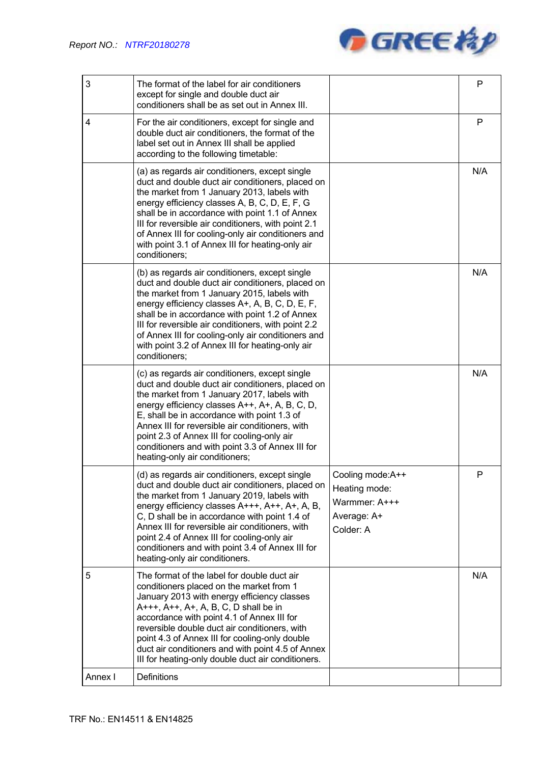| | | | |
|---|---|---|---|
| 3 | The format of the label for air conditioners except for single and double duct air conditioners shall be as set out in Annex III. | | P |
| 4 | For the air conditioners, except for single and double duct air conditioners, the format of the label set out in Annex III shall be applied according to the following timetable: | | P |
| | (a) as regards air conditioners, except single duct and double duct air conditioners, placed on the market from 1 January 2013, labels with energy efficiency classes A, B, C, D, E, F, G shall be in accordance with point 1.1 of Annex III for reversible air conditioners, with point 2.1 of Annex III for cooling-only air conditioners and with point 3.1 of Annex III for heating-only air conditioners; | | N/A |
| | (b) as regards air conditioners, except single duct and double duct air conditioners, placed on the market from 1 January 2015, labels with energy efficiency classes A+, A, B, C, D, E, F, shall be in accordance with point 1.2 of Annex III for reversible air conditioners, with point 2.2 of Annex III for cooling-only air conditioners and with point 3.2 of Annex III for heating-only air conditioners; | | N/A |
| | (c) as regards air conditioners, except single duct and double duct air conditioners, placed on the market from 1 January 2017, labels with energy efficiency classes A++, A+, A, B, C, D, E, shall be in accordance with point 1.3 of Annex III for reversible air conditioners, with point 2.3 of Annex III for cooling-only air conditioners and with point 3.3 of Annex III for heating-only air conditioners; | | N/A |
| | (d) as regards air conditioners, except single duct and double duct air conditioners, placed on the market from 1 January 2019, labels with energy efficiency classes A+++, A++, A+, A, B, C, D shall be in accordance with point 1.4 of Annex III for reversible air conditioners, with point 2.4 of Annex III for cooling-only air conditioners and with point 3.4 of Annex III for heating-only air conditioners. | Cooling mode:A++<br>Heating mode:<br>Warmmer: A+++<br>Average: A+<br>Colder: A | P |
| 5 | The format of the label for double duct air conditioners placed on the market from 1 January 2013 with energy efficiency classes A+++, A++, A+, A, B, C, D shall be in accordance with point 4.1 of Annex III for reversible double duct air conditioners, with point 4.3 of Annex III for cooling-only double duct air conditioners and with point 4.5 of Annex III for heating-only double duct air conditioners. | | N/A |
| Annex I | Definitions | | |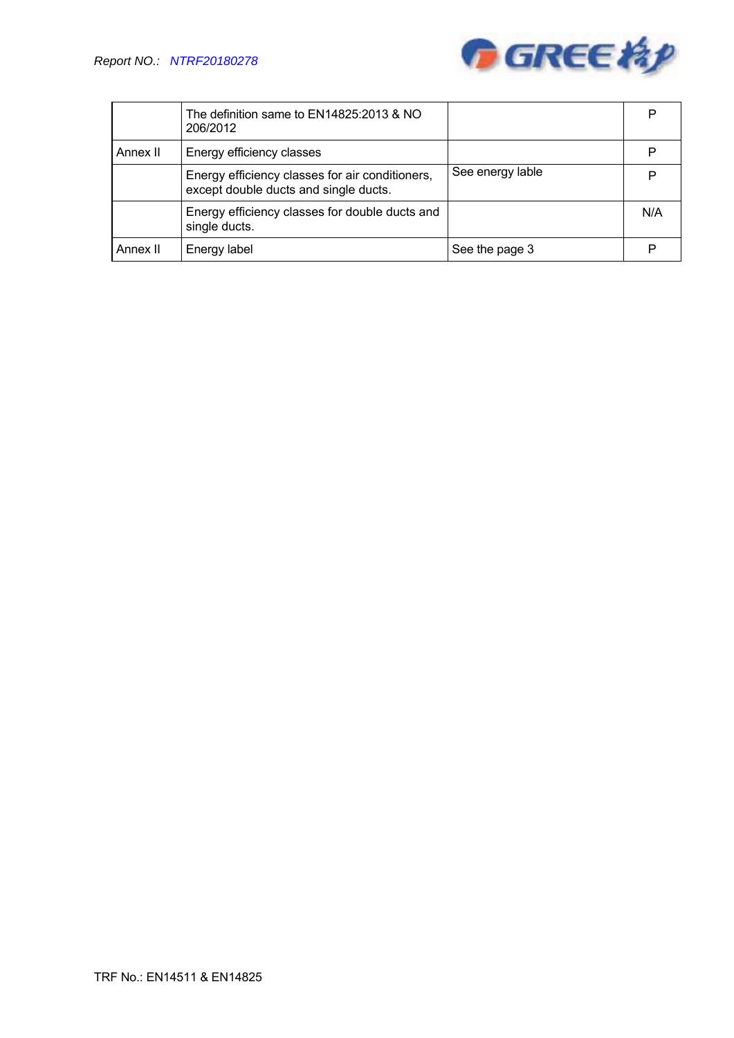| | | | |
|---|---|---|---|
| | The definition same to EN14825:2013 & NO 206/2012 | | P |
| Annex II | Energy efficiency classes | | P |
| | Energy efficiency classes for air conditioners, except double ducts and single ducts. | See energy lable | P |
| | Energy efficiency classes for double ducts and single ducts. | | N/A |
| Annex II | Energy label | See the page 3 | P |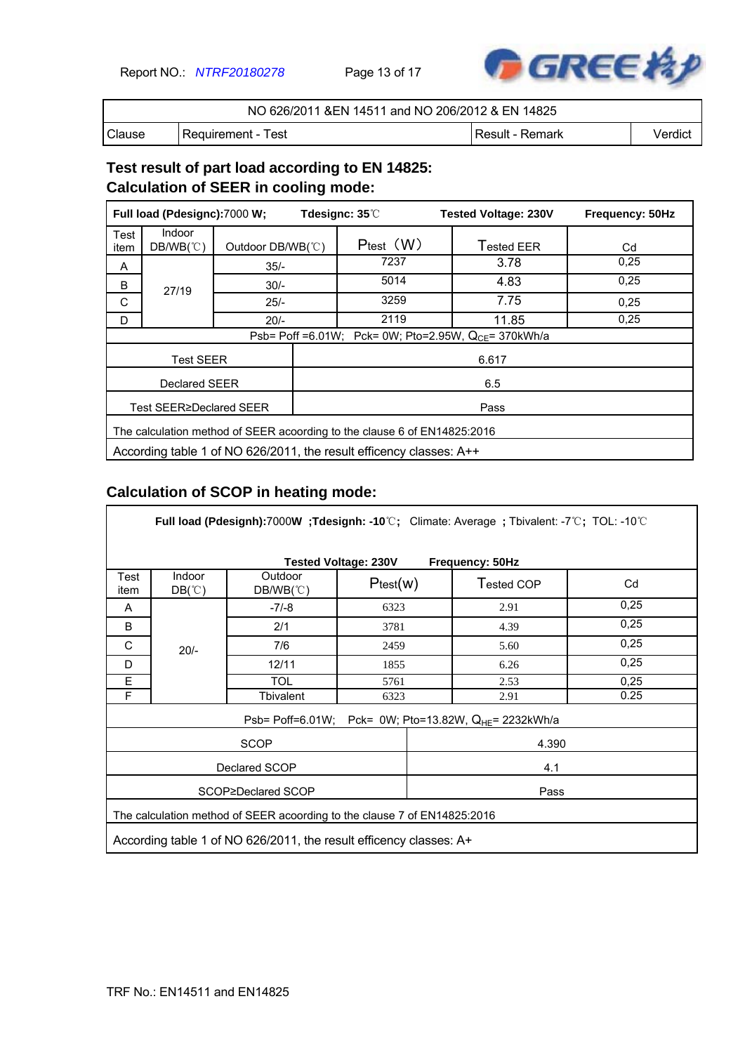| NO 626/2011 &EN 14511 and NO 206/2012 & EN 14825 | | | |
|---|---|---|---|
| Clause | Requirement - Test | Result - Remark | Verdict |

## Test result of part load according to EN 14825:
## Calculation of SEER in cooling mode:

| Full load (Pdesignc):7000 W; | | Tdesignc: 35℃ | Tested Voltage: 230V | | Frequency: 50Hz |
|---|---|---|---|---|---|
| Test item | Indoor DB/WB(℃) | Outdoor DB/WB(℃) | Ptest（W） | Tested EER | Cd |
| A | 27/19 | 35/- | 7237 | 3.78 | 0,25 |
| B | | 30/- | 5014 | 4.83 | 0,25 |
| C | | 25/- | 3259 | 7.75 | 0,25 |
| D | | 20/- | 2119 | 11.85 | 0,25 |
| Psb= Poff =6.01W; Pck= 0W; Pto=2.95W, $Q_{CE}$= 370kWh/a | | | | | |
| Test SEER | | 6.617 | | | |
| Declared SEER | | 6.5 | | | |
| Test SEER≥Declared SEER | | Pass | | | |
| The calculation method of SEER acoording to the clause 6 of EN14825:2016 | | | | | |
| According table 1 of NO 626/2011, the result efficency classes: A++ | | | | | |

## Calculation of SCOP in heating mode:

| Full load (Pdesignh):7000W ;Tdesignh: -10℃; Climate: Average ; Tbivalent: -7℃; TOL: -10℃ Tested Voltage: 230V Frequency: 50Hz | | | | | |
|---|---|---|---|---|---|
| Test item | Indoor DB(℃) | Outdoor DB/WB(℃) | Ptest(w) | Tested COP | Cd |
| A | 20/- | -7/-8 | 6323 | 2.91 | 0,25 |
| B | | 2/1 | 3781 | 4.39 | 0,25 |
| C | | 7/6 | 2459 | 5.60 | 0,25 |
| D | | 12/11 | 1855 | 6.26 | 0,25 |
| E | | TOL | 5761 | 2.53 | 0,25 |
| F | | Tbivalent | 6323 | 2.91 | 0.25 |
| Psb= Poff=6.01W; Pck= 0W; Pto=13.82W, $Q_{HE}$= 2232kWh/a | | | | | |
| SCOP | | | 4.390 | | |
| Declared SCOP | | | 4.1 | | |
| SCOP≥Declared SCOP | | | Pass | | |
| The calculation method of SEER acoording to the clause 7 of EN14825:2016 | | | | | |
| According table 1 of NO 626/2011, the result efficency classes: A+ | | | | | |

TRF No.: EN14511 and EN14825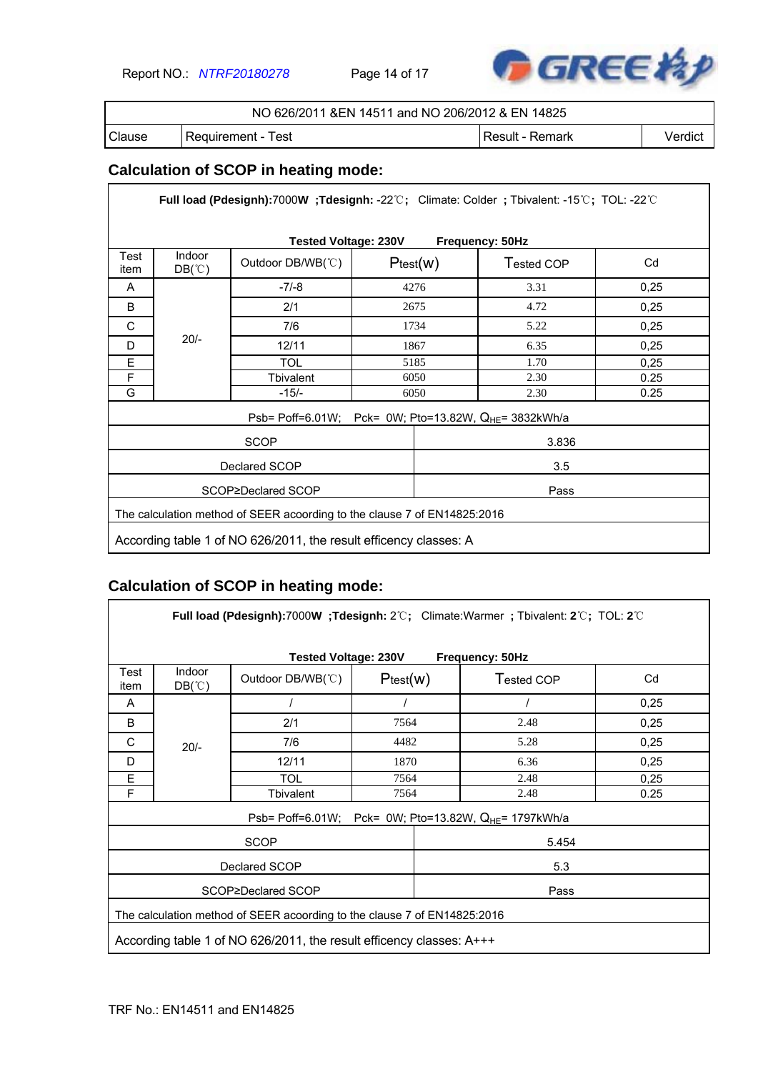| NO 626/2011 &EN 14511 and NO 206/2012 & EN 14825 | | | |
|---|---|---|---|
| Clause | Requirement - Test | Result - Remark | Verdict |

## Calculation of SCOP in heating mode:

**Full load (Pdesignh):**7000W **;Tdesignh:** -22℃**;** Climate: Colder **;** Tbivalent: -15℃**;** TOL: -22℃

**Tested Voltage: 230V** **Frequency: 50Hz**

| Test item | Indoor DB(℃) | Outdoor DB/WB(℃) | Ptest(w) | Tested COP | Cd |
|---|---|---|---|---|---|
| A | 20/- | -7/-8 | 4276 | 3.31 | 0,25 |
| B | | 2/1 | 2675 | 4.72 | 0,25 |
| C | | 7/6 | 1734 | 5.22 | 0,25 |
| D | | 12/11 | 1867 | 6.35 | 0,25 |
| E | | TOL | 5185 | 1.70 | 0,25 |
| F | | Tbivalent | 6050 | 2.30 | 0.25 |
| G | | -15/- | 6050 | 2.30 | 0.25 |

Psb= Poff=6.01W; Pck= 0W; Pto=13.82W, $Q_{HE}$= 3832kWh/a

| | |
|---|---|
| SCOP | 3.836 |
| Declared SCOP | 3.5 |
| SCOP≥Declared SCOP | Pass |

The calculation method of SEER acoording to the clause 7 of EN14825:2016

According table 1 of NO 626/2011, the result efficency classes: A

## Calculation of SCOP in heating mode:

**Full load (Pdesignh):**7000W **;Tdesignh:** 2℃**;** Climate:Warmer **;** Tbivalent: **2**℃**;** TOL: **2**℃

**Tested Voltage: 230V** **Frequency: 50Hz**

| Test item | Indoor DB(℃) | Outdoor DB/WB(℃) | Ptest(w) | Tested COP | Cd |
|---|---|---|---|---|---|
| A | 20/- | / | / | / | 0,25 |
| B | | 2/1 | 7564 | 2.48 | 0,25 |
| C | | 7/6 | 4482 | 5.28 | 0,25 |
| D | | 12/11 | 1870 | 6.36 | 0,25 |
| E | | TOL | 7564 | 2.48 | 0,25 |
| F | | Tbivalent | 7564 | 2.48 | 0.25 |

Psb= Poff=6.01W; Pck= 0W; Pto=13.82W, $Q_{HE}$= 1797kWh/a

| | |
|---|---|
| SCOP | 5.454 |
| Declared SCOP | 5.3 |
| SCOP≥Declared SCOP | Pass |

The calculation method of SEER acoording to the clause 7 of EN14825:2016

According table 1 of NO 626/2011, the result efficency classes: A+++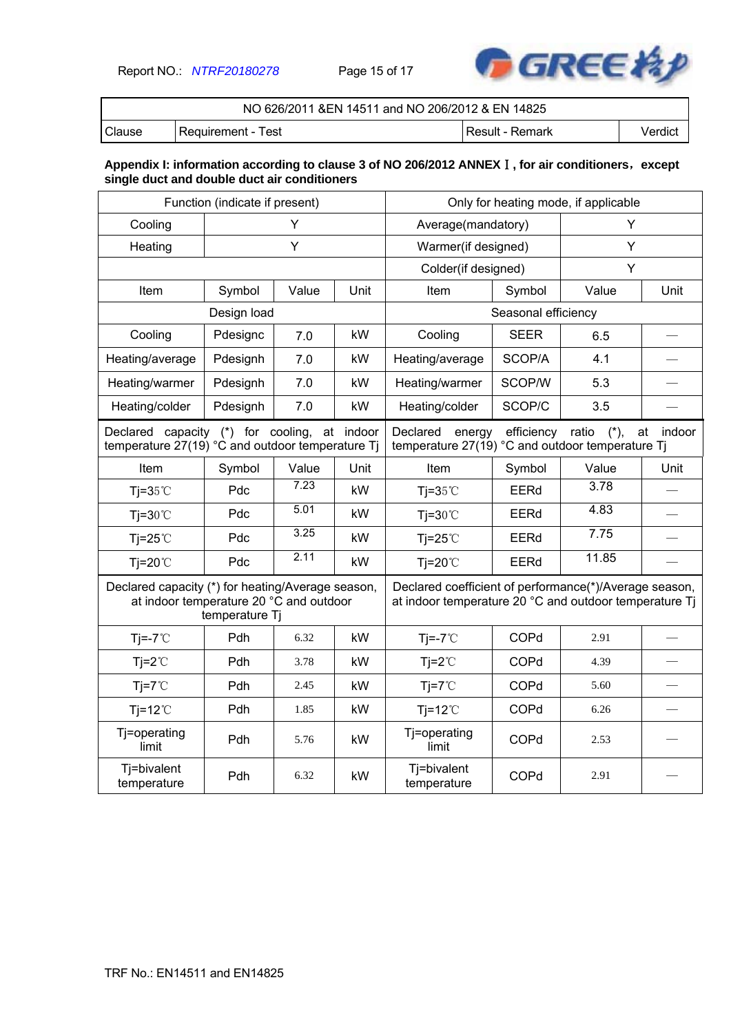| NO 626/2011 &EN 14511 and NO 206/2012 & EN 14825 | | | |
|---|---|---|---|
| Clause | Requirement - Test | Result - Remark | Verdict |

**Appendix I: information according to clause 3 of NO 206/2012 ANNEX Ⅰ, for air conditioners，except single duct and double duct air conditioners**

| Function (indicate if present) | | | | Only for heating mode, if applicable | | | |
|---|---|---|---|---|---|---|---|
| Cooling | Y | | | Average(mandatory) | | Y | |
| Heating | Y | | | Warmer(if designed) | | Y | |
| | | | | Colder(if designed) | | Y | |
| Item | Symbol | Value | Unit | Item | Symbol | Value | Unit |
| Design load | | | | Seasonal efficiency | | | |
| Cooling | Pdesignc | 7.0 | kW | Cooling | SEER | 6.5 | — |
| Heating/average | Pdesignh | 7.0 | kW | Heating/average | SCOP/A | 4.1 | — |
| Heating/warmer | Pdesignh | 7.0 | kW | Heating/warmer | SCOP/W | 5.3 | — |
| Heating/colder | Pdesignh | 7.0 | kW | Heating/colder | SCOP/C | 3.5 | — |
| Declared capacity (*) for cooling, at indoor temperature 27(19) °C and outdoor temperature Tj | | | | Declared energy efficiency ratio (*), at indoor temperature 27(19) °C and outdoor temperature Tj | | | |
| Item | Symbol | Value | Unit | Item | Symbol | Value | Unit |
| Tj=35℃ | Pdc | 7.23 | kW | Tj=35℃ | EERd | 3.78 | — |
| Tj=30℃ | Pdc | 5.01 | kW | Tj=30℃ | EERd | 4.83 | — |
| Tj=25℃ | Pdc | 3.25 | kW | Tj=25℃ | EERd | 7.75 | — |
| Tj=20℃ | Pdc | 2.11 | kW | Tj=20℃ | EERd | 11.85 | — |
| Declared capacity (*) for heating/Average season, at indoor temperature 20 °C and outdoor temperature Tj | | | | Declared coefficient of performance(*)/Average season, at indoor temperature 20 °C and outdoor temperature Tj | | | |
| Tj=-7℃ | Pdh | 6.32 | kW | Tj=-7℃ | COPd | 2.91 | — |
| Tj=2℃ | Pdh | 3.78 | kW | Tj=2℃ | COPd | 4.39 | — |
| Tj=7℃ | Pdh | 2.45 | kW | Tj=7℃ | COPd | 5.60 | — |
| Tj=12℃ | Pdh | 1.85 | kW | Tj=12℃ | COPd | 6.26 | — |
| Tj=operating limit | Pdh | 5.76 | kW | Tj=operating limit | COPd | 2.53 | — |
| Tj=bivalent temperature | Pdh | 6.32 | kW | Tj=bivalent temperature | COPd | 2.91 | — |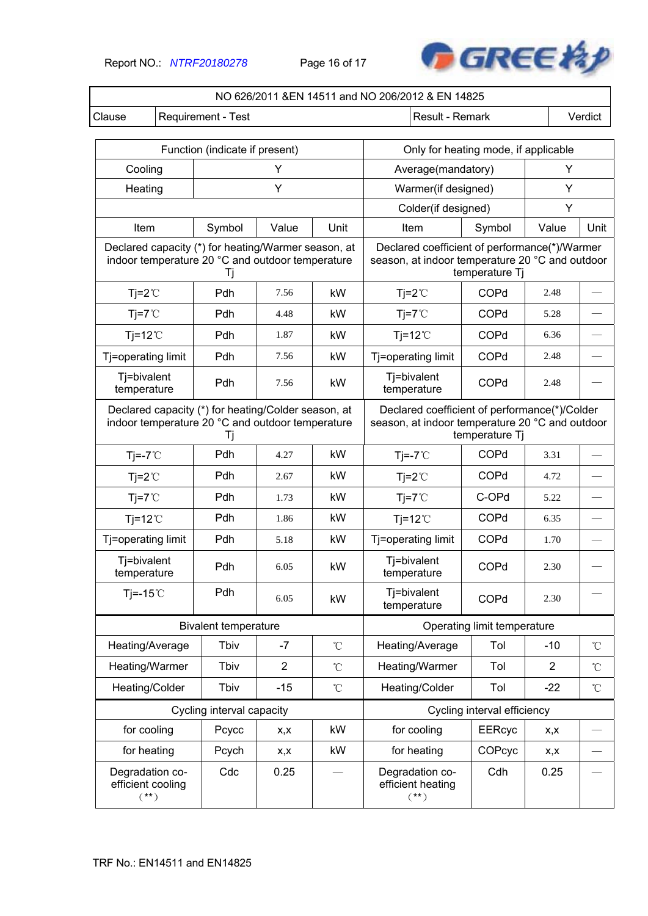| NO 626/2011 &EN 14511 and NO 206/2012 & EN 14825 | | | |
|---|---|---|---|
| Clause | Requirement - Test | Result - Remark | Verdict |

| Function (indicate if present) | | | | Only for heating mode, if applicable | | | |
|---|---|---|---|---|---|---|---|
| Cooling | Y | | | Average(mandatory) | | Y | |
| Heating | Y | | | Warmer(if designed) | | Y | |
| | | | | Colder(if designed) | | Y | |
| Item | Symbol | Value | Unit | Item | Symbol | Value | Unit |
| Declared capacity (*) for heating/Warmer season, at indoor temperature 20 °C and outdoor temperature Tj | | | | Declared coefficient of performance(*)/Warmer season, at indoor temperature 20 °C and outdoor temperature Tj | | | |
| Tj=2℃ | Pdh | 7.56 | kW | Tj=2℃ | COPd | 2.48 | — |
| Tj=7℃ | Pdh | 4.48 | kW | Tj=7℃ | COPd | 5.28 | — |
| Tj=12℃ | Pdh | 1.87 | kW | Tj=12℃ | COPd | 6.36 | — |
| Tj=operating limit | Pdh | 7.56 | kW | Tj=operating limit | COPd | 2.48 | — |
| Tj=bivalent temperature | Pdh | 7.56 | kW | Tj=bivalent temperature | COPd | 2.48 | — |
| Declared capacity (*) for heating/Colder season, at indoor temperature 20 °C and outdoor temperature Tj | | | | Declared coefficient of performance(*)/Colder season, at indoor temperature 20 °C and outdoor temperature Tj | | | |
| Tj=-7℃ | Pdh | 4.27 | kW | Tj=-7℃ | COPd | 3.31 | — |
| Tj=2℃ | Pdh | 2.67 | kW | Tj=2℃ | COPd | 4.72 | — |
| Tj=7℃ | Pdh | 1.73 | kW | Tj=7℃ | C-OPd | 5.22 | — |
| Tj=12℃ | Pdh | 1.86 | kW | Tj=12℃ | COPd | 6.35 | — |
| Tj=operating limit | Pdh | 5.18 | kW | Tj=operating limit | COPd | 1.70 | — |
| Tj=bivalent temperature | Pdh | 6.05 | kW | Tj=bivalent temperature | COPd | 2.30 | — |
| Tj=-15℃ | Pdh | 6.05 | kW | Tj=bivalent temperature | COPd | 2.30 | — |
| Bivalent temperature | | | | Operating limit temperature | | | |
| Heating/Average | Tbiv | -7 | ℃ | Heating/Average | Tol | -10 | ℃ |
| Heating/Warmer | Tbiv | 2 | ℃ | Heating/Warmer | Tol | 2 | ℃ |
| Heating/Colder | Tbiv | -15 | ℃ | Heating/Colder | Tol | -22 | ℃ |
| Cycling interval capacity | | | | Cycling interval efficiency | | | |
| for cooling | Pcycc | x,x | kW | for cooling | EERcyc | x,x | — |
| for heating | Pcych | x,x | kW | for heating | COPcyc | x,x | — |
| Degradation co-efficient cooling (**) | Cdc | 0.25 | — | Degradation co-efficient heating (**) | Cdh | 0.25 | — |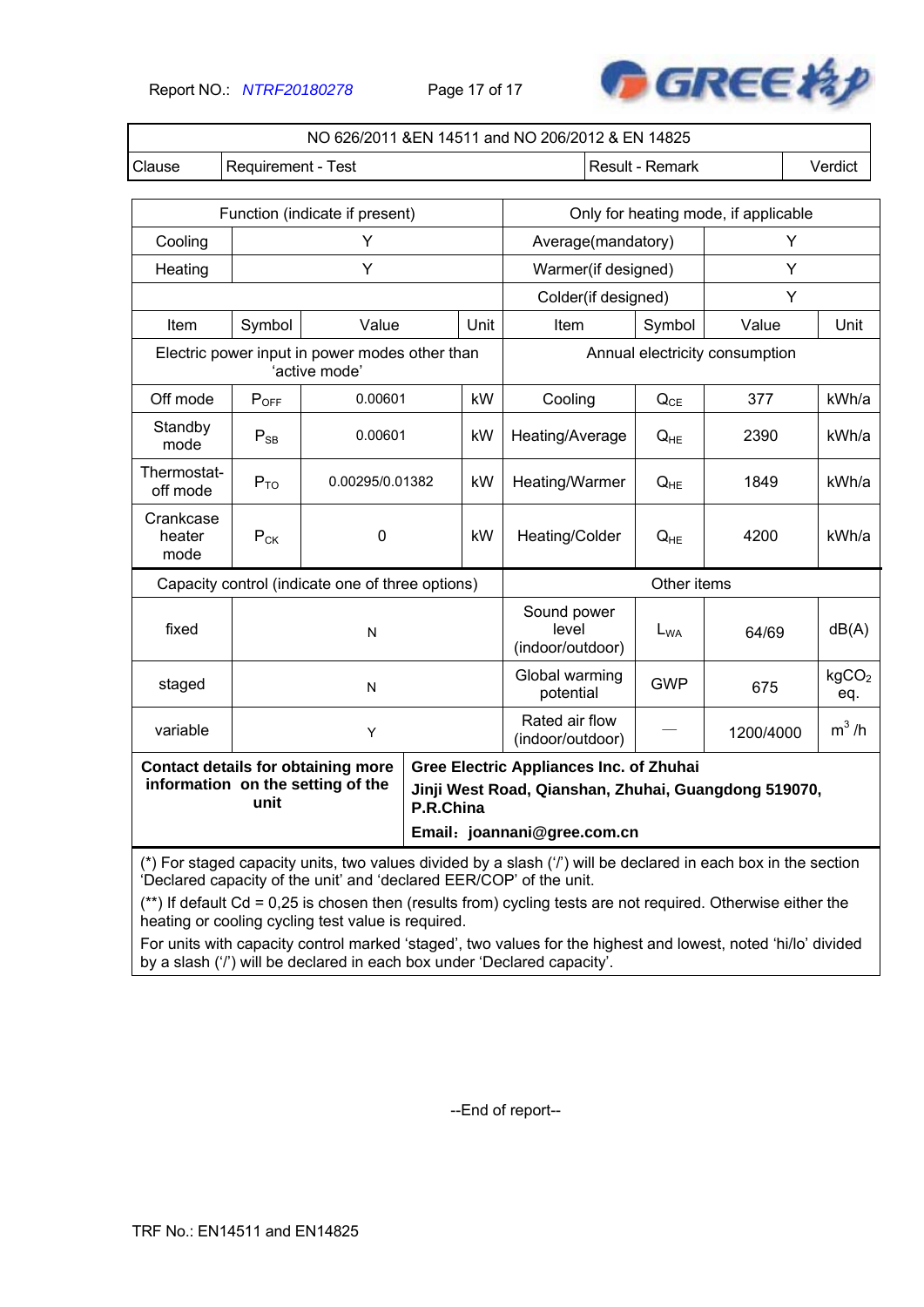| NO 626/2011 &EN 14511 and NO 206/2012 & EN 14825 | | | |
|---|---|---|---|
| Clause | Requirement - Test | Result - Remark | Verdict |

| Function (indicate if present) | | | | Only for heating mode, if applicable | | | |
|---|---|---|---|---|---|---|---|
| Cooling | Y | | | Average(mandatory) | | Y | |
| Heating | Y | | | Warmer(if designed) | | Y | |
| | | | | Colder(if designed) | | Y | |
| Item | Symbol | Value | Unit | Item | Symbol | Value | Unit |
| Electric power input in power modes other than 'active mode' | | | | Annual electricity consumption | | | |
| Off mode | $P_{OFF}$ | 0.00601 | kW | Cooling | $Q_{CE}$ | 377 | kWh/a |
| Standby mode | $P_{SB}$ | 0.00601 | kW | Heating/Average | $Q_{HE}$ | 2390 | kWh/a |
| Thermostat-off mode | $P_{TO}$ | 0.00295/0.01382 | kW | Heating/Warmer | $Q_{HE}$ | 1849 | kWh/a |
| Crankcase heater mode | $P_{CK}$ | 0 | kW | Heating/Colder | $Q_{HE}$ | 4200 | kWh/a |
| Capacity control (indicate one of three options) | | | | Other items | | | |
| fixed | N | | | Sound power level (indoor/outdoor) | $L_{WA}$ | 64/69 | dB(A) |
| staged | N | | | Global warming potential | GWP | 675 | $kgCO_2$ eq. |
| variable | Y | | | Rated air flow (indoor/outdoor) | — | 1200/4000 | $m^3$/h |
| **Contact details for obtaining more information on the setting of the unit** | **Gree Electric Appliances Inc. of Zhuhai**<br>**Jinji West Road, Qianshan, Zhuhai, Guangdong 519070, P.R.China**<br>**Email：joannani@gree.com.cn** | | | | | | |

(*) For staged capacity units, two values divided by a slash ('/') will be declared in each box in the section 'Declared capacity of the unit' and 'declared EER/COP' of the unit.

(**) If default Cd = 0,25 is chosen then (results from) cycling tests are not required. Otherwise either the heating or cooling cycling test value is required.

For units with capacity control marked 'staged', two values for the highest and lowest, noted 'hi/lo' divided by a slash ('/') will be declared in each box under 'Declared capacity'.

--End of report--